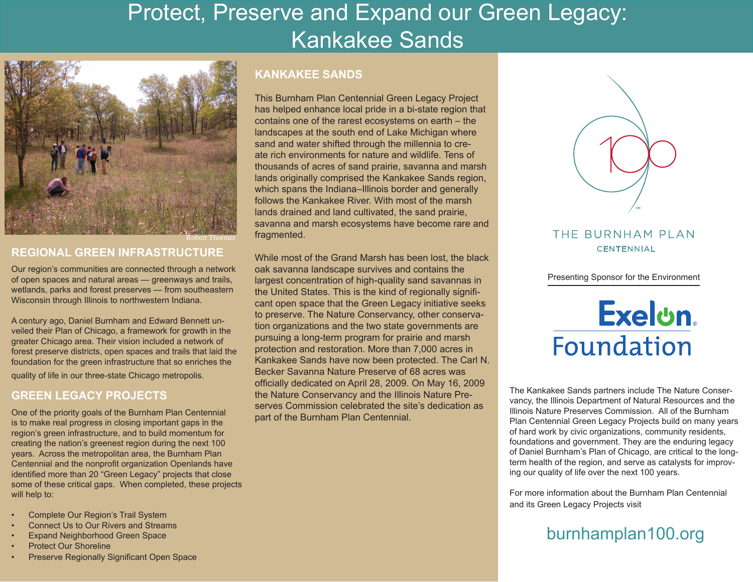# Protect, Preserve and Expand our Green Legacy: Kankakee Sands

Robert Thormer

## REGIONAL GREEN INFRASTRUCTURE

Our region's communities are connected through a network of open spaces and natural areas — greenways and trails, wetlands, parks and forest preserves — from southeastern Wisconsin through Illinois to northwestern Indiana.

A century ago, Daniel Burnham and Edward Bennett unveiled their Plan of Chicago, a framework for growth in the greater Chicago area. Their vision included a network of forest preserve districts, open spaces and trails that laid the foundation for the green infrastructure that so enriches the quality of life in our three-state Chicago metropolis.

## GREEN LEGACY PROJECTS

One of the priority goals of the Burnham Plan Centennial is to make real progress in closing important gaps in the region's green infrastructure, and to build momentum for creating the nation's greenest region during the next 100 years. Across the metropolitan area, the Burnham Plan Centennial and the nonprofit organization Openlands have identified more than 20 "Green Legacy" projects that close some of these critical gaps. When completed, these projects will help to:

- Complete Our Region's Trail System
- Connect Us to Our Rivers and Streams
- Expand Neighborhood Green Space
- Protect Our Shoreline
- Preserve Regionally Significant Open Space

## KANKAKEE SANDS

This Burnham Plan Centennial Green Legacy Project has helped enhance local pride in a bi-state region that contains one of the rarest ecosystems on earth – the landscapes at the south end of Lake Michigan where sand and water shifted through the millennia to create rich environments for nature and wildlife. Tens of thousands of acres of sand prairie, savanna and marsh lands originally comprised the Kankakee Sands region, which spans the Indiana–Illinois border and generally follows the Kankakee River. With most of the marsh lands drained and land cultivated, the sand prairie, savanna and marsh ecosystems have become rare and fragmented.

While most of the Grand Marsh has been lost, the black oak savanna landscape survives and contains the largest concentration of high-quality sand savannas in the United States. This is the kind of regionally significant open space that the Green Legacy initiative seeks to preserve. The Nature Conservancy, other conservation organizations and the two state governments are pursuing a long-term program for prairie and marsh protection and restoration. More than 7,000 acres in Kankakee Sands have now been protected. The Carl N. Becker Savanna Nature Preserve of 68 acres was officially dedicated on April 28, 2009. On May 16, 2009 the Nature Conservancy and the Illinois Nature Preserves Commission celebrated the site's dedication as part of the Burnham Plan Centennial.

THE BURNHAM PLAN CENTENNIAL

Presenting Sponsor for the Environment

Exelon Foundation

The Kankakee Sands partners include The Nature Conservancy, the Illinois Department of Natural Resources and the Illinois Nature Preserves Commission. All of the Burnham Plan Centennial Green Legacy Projects build on many years of hard work by civic organizations, community residents, foundations and government. They are the enduring legacy of Daniel Burnham's Plan of Chicago, are critical to the long-term health of the region, and serve as catalysts for improving our quality of life over the next 100 years.

For more information about the Burnham Plan Centennial and its Green Legacy Projects visit

burnhamplan100.org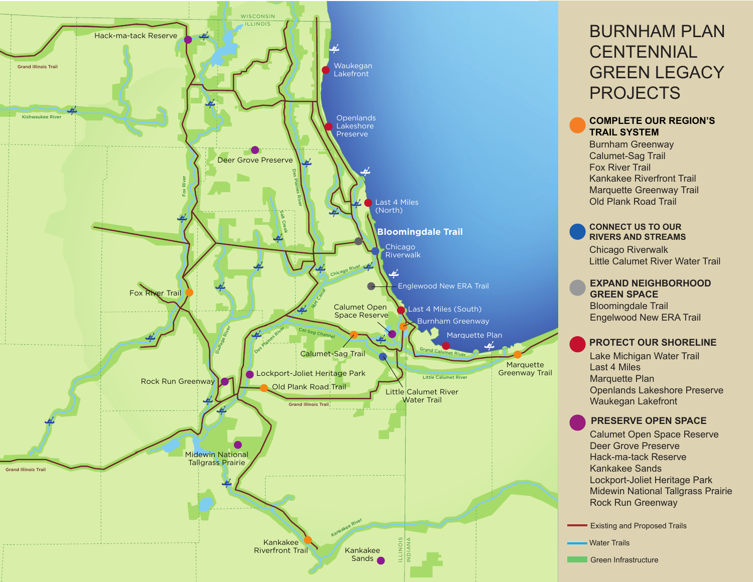# BURNHAM PLAN CENTENNIAL GREEN LEGACY PROJECTS

**COMPLETE OUR REGION'S TRAIL SYSTEM**

- Burnham Greenway
- Calumet-Sag Trail
- Fox River Trail
- Kankakee Riverfront Trail
- Marquette Greenway Trail
- Old Plank Road Trail

**CONNECT US TO OUR RIVERS AND STREAMS**

- Chicago Riverwalk
- Little Calumet River Water Trail

**EXPAND NEIGHBORHOOD GREEN SPACE**

- Bloomingdale Trail
- Engelwood New ERA Trail

**PROTECT OUR SHORELINE**

- Lake Michigan Water Trail
- Last 4 Miles
- Marquette Plan
- Openlands Lakeshore Preserve
- Waukegan Lakefront

**PRESERVE OPEN SPACE**

- Calumet Open Space Reserve
- Deer Grove Preserve
- Hack-ma-tack Reserve
- Kankakee Sands
- Lockport-Joliet Heritage Park
- Midewin National Tallgrass Prairie
- Rock Run Greenway

Existing and Proposed Trails

Water Trails

Green Infrastructure

WISCONSIN
ILLINOIS

Hack-ma-tack Reserve

Grand Illinois Trail

Kishwaukee River

Waukegan Lakefront

Openlands Lakeshore Preserve

Deer Grove Preserve

Fox River

Des Plaines River

Salt Creek

Last 4 Miles (North)

Bloomingdale Trail

Chicago Riverwalk

Chicago River

Englewood New ERA Trail

I&M Canal

Fox River Trail

Last 4 Miles (South)

Calumet Open Space Reserve

Burnham Greenway

Cal-Sag Channel

Marquette Plan

DuPage River

Des Plaines River

Calumet-Sag Trail

Grand Calumet River

Marquette Greenway Trail

Lockport-Joliet Heritage Park

Little Calumet River

Rock Run Greenway

Old Plank Road Trail

Little Calumet River Water Trail

Grand Illinois Trail

Midewin National Tallgrass Prairie

Grand Illinois Trail

Kankakee River

Kankakee Riverfront Trail

Kankakee Sands

ILLINOIS
INDIANA